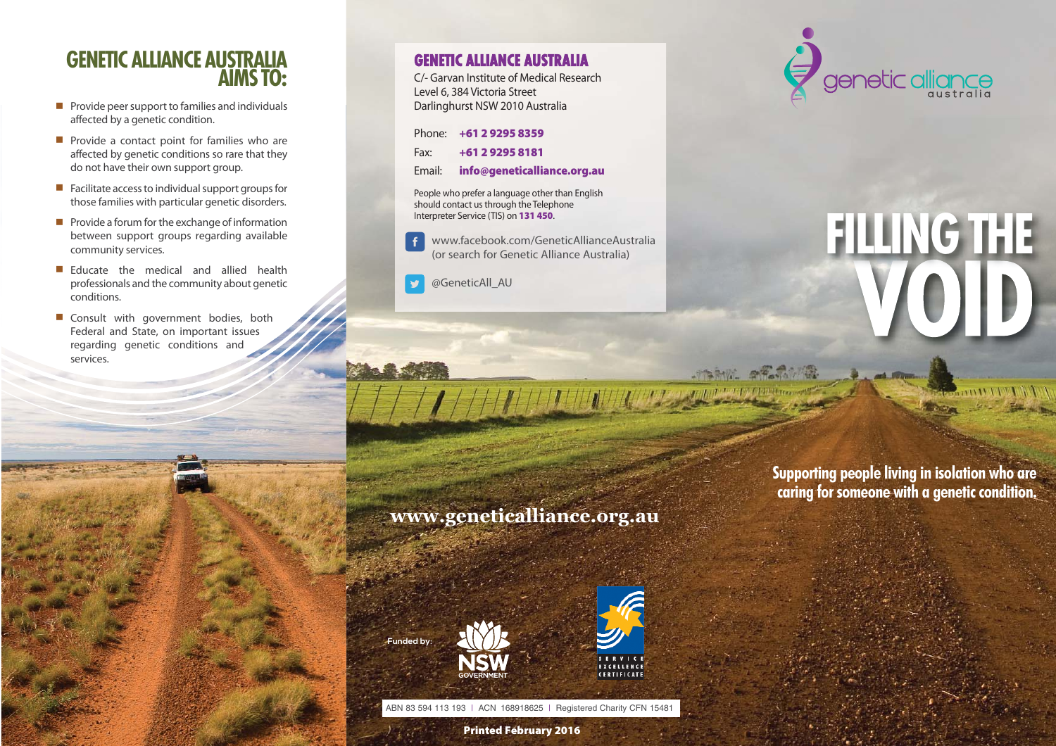## GENETIC ALLIANCE AUSTRALIA AIMS TO:

- Provide peer support to families and individuals affected by a genetic condition.
- Provide a contact point for families who are affected by genetic conditions so rare that they do not have their own support group.
- Facilitate access to individual support groups for those families with particular genetic disorders.
- Provide a forum for the exchange of information between support groups regarding available community services.
- Educate the medical and allied health professionals and the community about genetic conditions.
- Consult with government bodies, both Federal and State, on important issues regarding genetic conditions and services.

## GENETIC ALLIANCE AUSTRALIA

C/- Garvan Institute of Medical Research
Level 6, 384 Victoria Street
Darlinghurst NSW 2010 Australia

Phone: **+61 2 9295 8359**
Fax: **+61 2 9295 8181**
Email: **info@geneticalliance.org.au**

People who prefer a language other than English should contact us through the Telephone Interpreter Service (TIS) on **131 450**.

www.facebook.com/GeneticAllianceAustralia
(or search for Genetic Alliance Australia)

@GeneticAll_AU

**www.geneticalliance.org.au**

Funded by: NSW GOVERNMENT

SERVICE EXCELLENCE CERTIFICATE

ABN 83 594 113 193 | ACN 168918625 | Registered Charity CFN 15481

**Printed February 2016**

genetic alliance australia

# FILLING THE VOID

**Supporting people living in isolation who are caring for someone with a genetic condition.**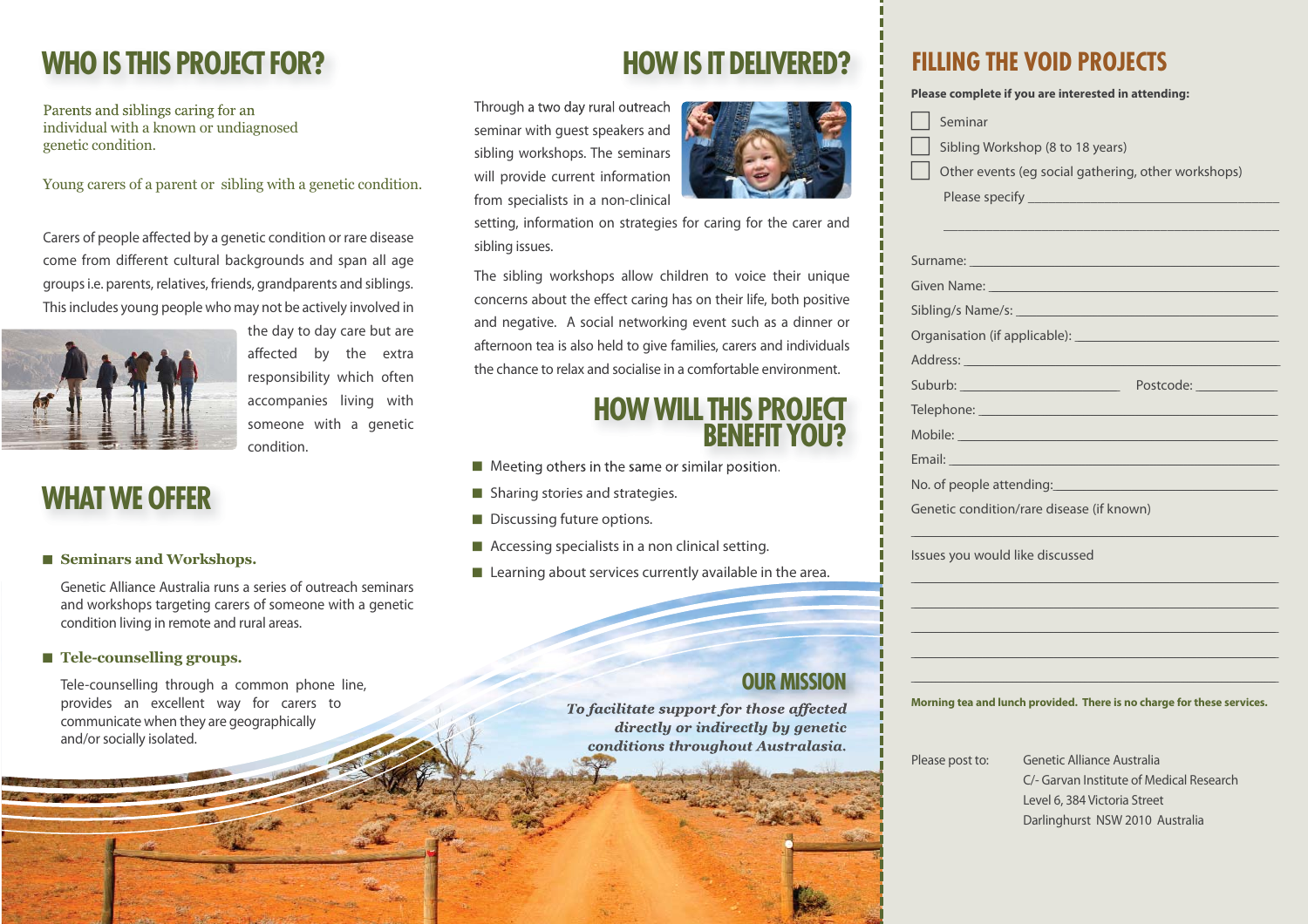## WHO IS THIS PROJECT FOR?

Parents and siblings caring for an individual with a known or undiagnosed genetic condition.

Young carers of a parent or sibling with a genetic condition.

Carers of people affected by a genetic condition or rare disease come from different cultural backgrounds and span all age groups i.e. parents, relatives, friends, grandparents and siblings. This includes young people who may not be actively involved in the day to day care but are affected by the extra responsibility which often accompanies living with someone with a genetic condition.

## WHAT WE OFFER

- **Seminars and Workshops.**

  Genetic Alliance Australia runs a series of outreach seminars and workshops targeting carers of someone with a genetic condition living in remote and rural areas.

- **Tele-counselling groups.**

  Tele-counselling through a common phone line, provides an excellent way for carers to communicate when they are geographically and/or socially isolated.

## HOW IS IT DELIVERED?

Through a two day rural outreach seminar with guest speakers and sibling workshops. The seminars will provide current information from specialists in a non-clinical setting, information on strategies for caring for the carer and sibling issues.

The sibling workshops allow children to voice their unique concerns about the effect caring has on their life, both positive and negative. A social networking event such as a dinner or afternoon tea is also held to give families, carers and individuals the chance to relax and socialise in a comfortable environment.

## HOW WILL THIS PROJECT BENEFIT YOU?

- Meeting others in the same or similar position.
- Sharing stories and strategies.
- Discussing future options.
- Accessing specialists in a non clinical setting.
- Learning about services currently available in the area.

## OUR MISSION

***To facilitate support for those affected directly or indirectly by genetic conditions throughout Australasia.***

## FILLING THE VOID PROJECTS

**Please complete if you are interested in attending:**

- [ ] Seminar
- [ ] Sibling Workshop (8 to 18 years)
- [ ] Other events (eg social gathering, other workshops)

Please specify ______________________________

______________________________

Surname: ______________________________

Given Name: ______________________________

Sibling/s Name/s: ______________________________

Organisation (if applicable): ______________________________

Address: ______________________________

Suburb: ____________________ Postcode: __________

Telephone: ______________________________

Mobile: ______________________________

Email: ______________________________

No. of people attending: ______________________________

Genetic condition/rare disease (if known)

______________________________

Issues you would like discussed

______________________________

______________________________

______________________________

______________________________

______________________________

**Morning tea and lunch provided. There is no charge for these services.**

Please post to:

Genetic Alliance Australia
C/- Garvan Institute of Medical Research
Level 6, 384 Victoria Street
Darlinghurst NSW 2010 Australia